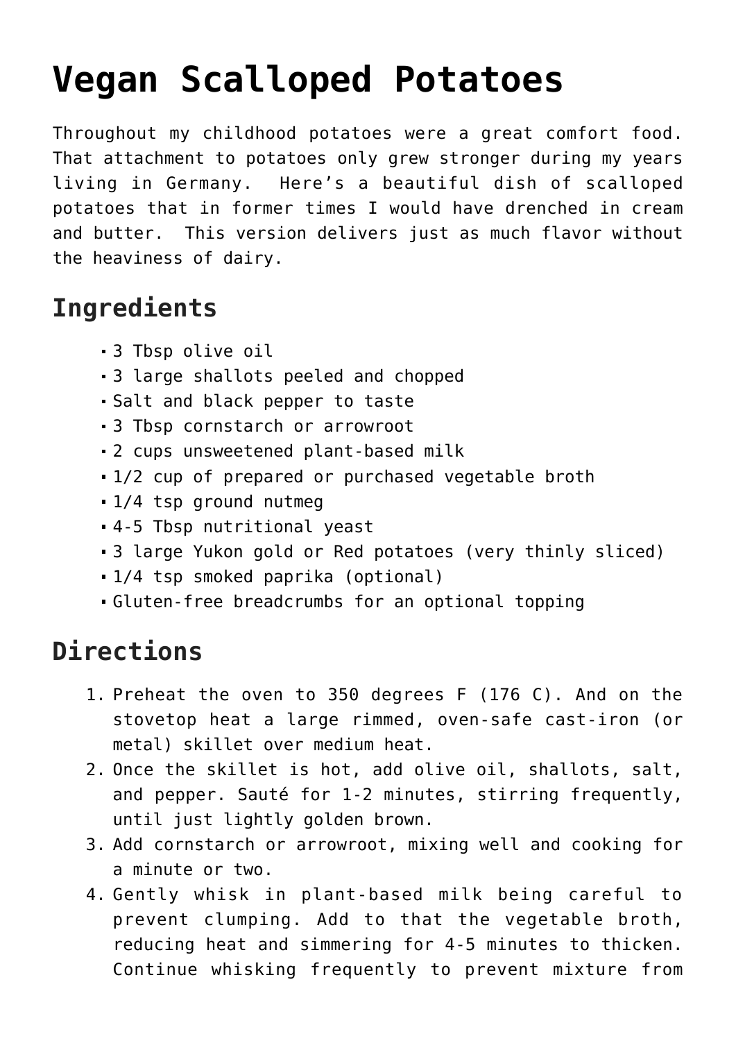# Vegan Scalloped Potatoes

Throughout my childhood potatoes were a great comfort food. That attachment to potatoes only grew stronger during my years living in Germany. Here's a beautiful dish of scalloped potatoes that in former times I would have drenched in cream and butter. This version delivers just as much flavor without the heaviness of dairy.

## Ingredients

- 3 Tbsp olive oil
- 3 large shallots peeled and chopped
- Salt and black pepper to taste
- 3 Tbsp cornstarch or arrowroot
- 2 cups unsweetened plant-based milk
- 1/2 cup of prepared or purchased vegetable broth
- 1/4 tsp ground nutmeg
- 4-5 Tbsp nutritional yeast
- 3 large Yukon gold or Red potatoes (very thinly sliced)
- 1/4 tsp smoked paprika (optional)
- Gluten-free breadcrumbs for an optional topping

## Directions

1. Preheat the oven to 350 degrees F (176 C). And on the stovetop heat a large rimmed, oven-safe cast-iron (or metal) skillet over medium heat.
2. Once the skillet is hot, add olive oil, shallots, salt, and pepper. Sauté for 1-2 minutes, stirring frequently, until just lightly golden brown.
3. Add cornstarch or arrowroot, mixing well and cooking for a minute or two.
4. Gently whisk in plant-based milk being careful to prevent clumping. Add to that the vegetable broth, reducing heat and simmering for 4-5 minutes to thicken. Continue whisking frequently to prevent mixture from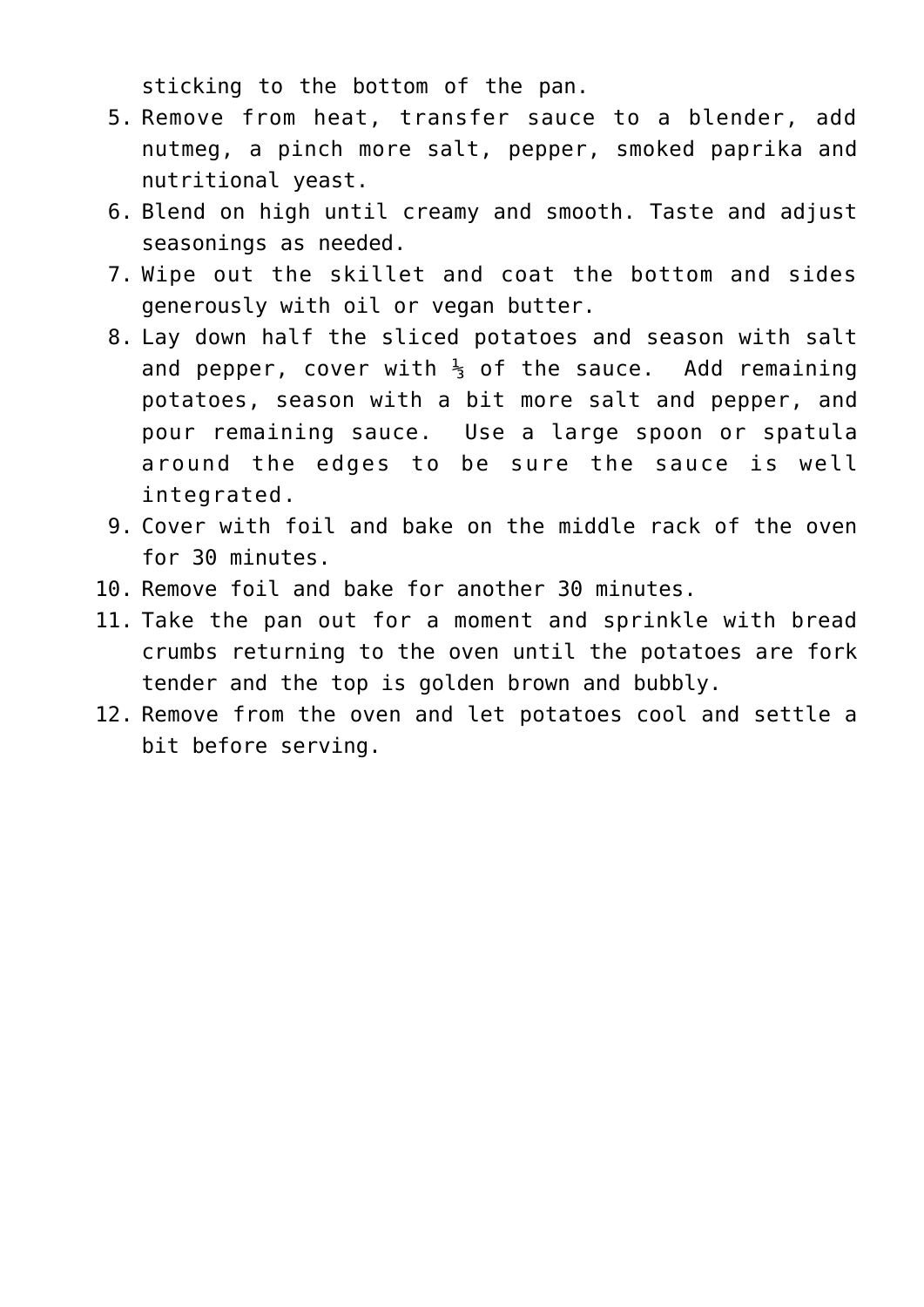sticking to the bottom of the pan.

5. Remove from heat, transfer sauce to a blender, add nutmeg, a pinch more salt, pepper, smoked paprika and nutritional yeast.
6. Blend on high until creamy and smooth. Taste and adjust seasonings as needed.
7. Wipe out the skillet and coat the bottom and sides generously with oil or vegan butter.
8. Lay down half the sliced potatoes and season with salt and pepper, cover with ⅓ of the sauce. Add remaining potatoes, season with a bit more salt and pepper, and pour remaining sauce. Use a large spoon or spatula around the edges to be sure the sauce is well integrated.
9. Cover with foil and bake on the middle rack of the oven for 30 minutes.
10. Remove foil and bake for another 30 minutes.
11. Take the pan out for a moment and sprinkle with bread crumbs returning to the oven until the potatoes are fork tender and the top is golden brown and bubbly.
12. Remove from the oven and let potatoes cool and settle a bit before serving.